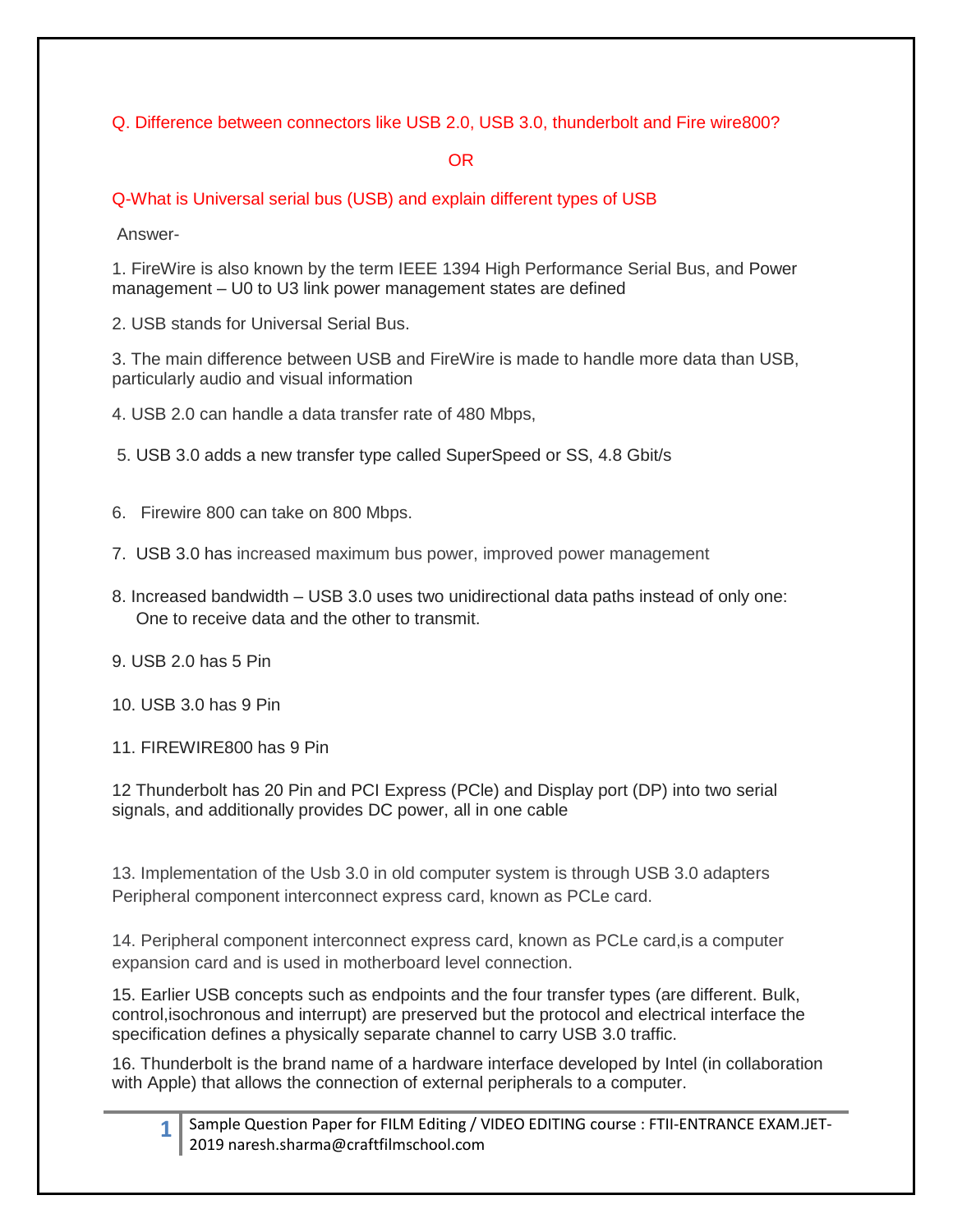Q. Difference between connectors like USB 2.0, USB 3.0, thunderbolt and Fire wire800?

OR

Q-What is Universal serial bus (USB) and explain different types of USB

Answer-

1. FireWire is also known by the term IEEE 1394 High Performance Serial Bus, and Power management – U0 to U3 link power management states are defined

2. USB stands for Universal Serial Bus.

3. The main difference between USB and FireWire is made to handle more data than USB, particularly audio and visual information

4. USB 2.0 can handle a data transfer rate of 480 Mbps,

5. USB 3.0 adds a new transfer type called SuperSpeed or SS, 4.8 Gbit/s

6. Firewire 800 can take on 800 Mbps.

7. USB 3.0 has increased maximum bus power, improved power management

8. Increased bandwidth – USB 3.0 uses two unidirectional data paths instead of only one: One to receive data and the other to transmit.

9. USB 2.0 has 5 Pin

10. USB 3.0 has 9 Pin

11. FIREWIRE800 has 9 Pin

12 Thunderbolt has 20 Pin and PCI Express (PCIe) and Display port (DP) into two serial signals, and additionally provides DC power, all in one cable

13. Implementation of the Usb 3.0 in old computer system is through USB 3.0 adapters Peripheral component interconnect express card, known as PCLe card.

14. Peripheral component interconnect express card, known as PCLe card,is a computer expansion card and is used in motherboard level connection.

15. Earlier USB concepts such as endpoints and the four transfer types (are different. Bulk, control,isochronous and interrupt) are preserved but the protocol and electrical interface the specification defines a physically separate channel to carry USB 3.0 traffic.

16. Thunderbolt is the brand name of a hardware interface developed by Intel (in collaboration with Apple) that allows the connection of external peripherals to a computer.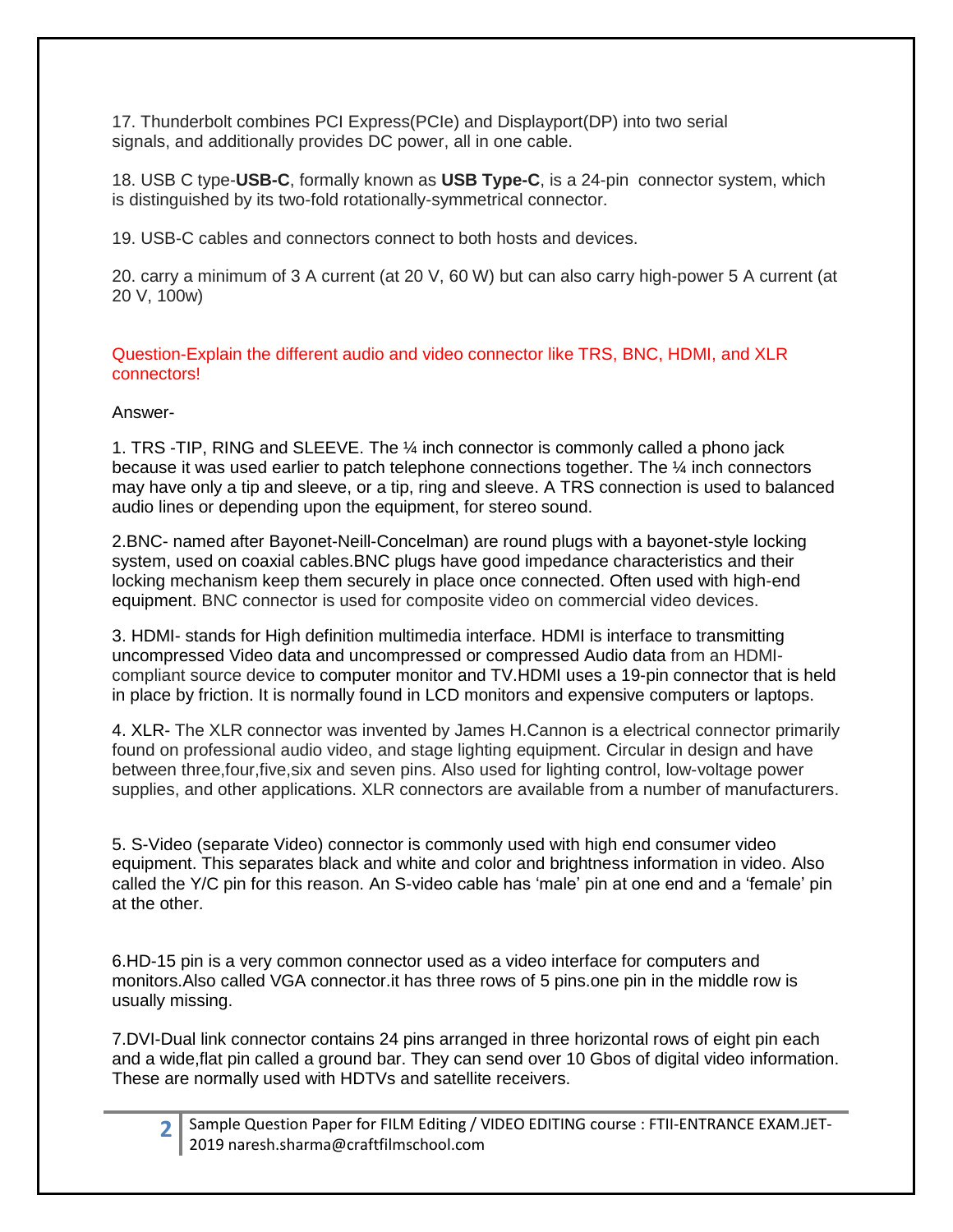17. Thunderbolt combines PCI Express(PCIe) and Displayport(DP) into two serial signals, and additionally provides DC power, all in one cable.

18. USB C type-**USB-C**, formally known as **USB Type-C**, is a 24-pin connector system, which is distinguished by its two-fold rotationally-symmetrical connector.

19. USB-C cables and connectors connect to both hosts and devices.

20. carry a minimum of 3 A current (at 20 V, 60 W) but can also carry high-power 5 A current (at 20 V, 100w)

Question-Explain the different audio and video connector like TRS, BNC, HDMI, and XLR connectors!

Answer-

1. TRS -TIP, RING and SLEEVE. The ¼ inch connector is commonly called a phono jack because it was used earlier to patch telephone connections together. The ¼ inch connectors may have only a tip and sleeve, or a tip, ring and sleeve. A TRS connection is used to balanced audio lines or depending upon the equipment, for stereo sound.

2.BNC- named after Bayonet-Neill-Concelman) are round plugs with a bayonet-style locking system, used on coaxial cables.BNC plugs have good impedance characteristics and their locking mechanism keep them securely in place once connected. Often used with high-end equipment. BNC connector is used for composite video on commercial video devices.

3. HDMI- stands for High definition multimedia interface. HDMI is interface to transmitting uncompressed Video data and uncompressed or compressed Audio data from an HDMI-compliant source device to computer monitor and TV.HDMI uses a 19-pin connector that is held in place by friction. It is normally found in LCD monitors and expensive computers or laptops.

4. XLR- The XLR connector was invented by James H.Cannon is a electrical connector primarily found on professional audio video, and stage lighting equipment. Circular in design and have between three,four,five,six and seven pins. Also used for lighting control, low-voltage power supplies, and other applications. XLR connectors are available from a number of manufacturers.

5. S-Video (separate Video) connector is commonly used with high end consumer video equipment. This separates black and white and color and brightness information in video. Also called the Y/C pin for this reason. An S-video cable has 'male' pin at one end and a 'female' pin at the other.

6.HD-15 pin is a very common connector used as a video interface for computers and monitors.Also called VGA connector.it has three rows of 5 pins.one pin in the middle row is usually missing.

7.DVI-Dual link connector contains 24 pins arranged in three horizontal rows of eight pin each and a wide,flat pin called a ground bar. They can send over 10 Gbos of digital video information. These are normally used with HDTVs and satellite receivers.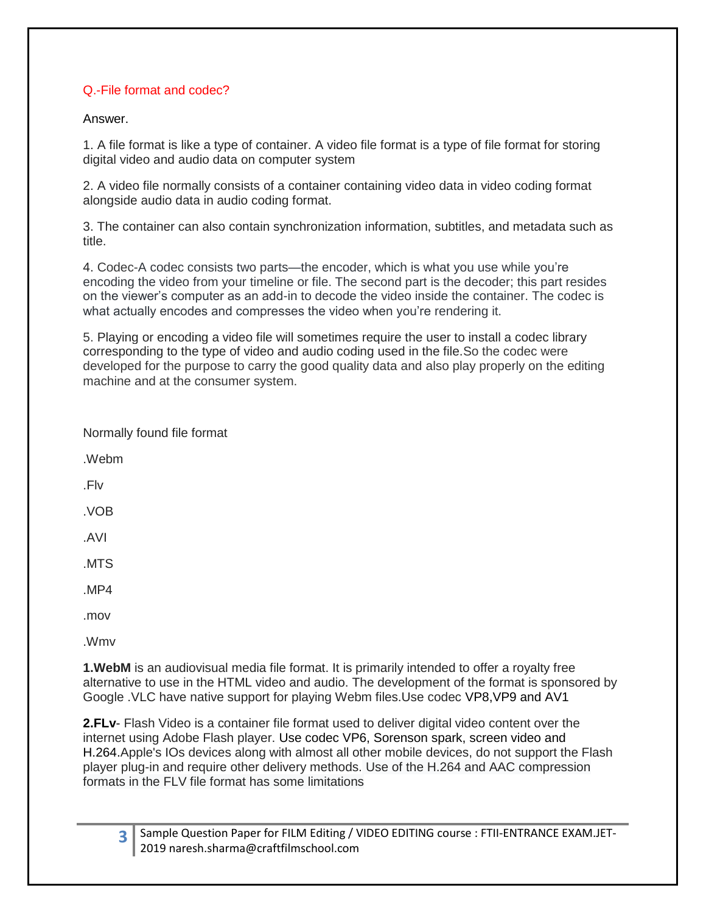Q.-File format and codec?

Answer.

1. A file format is like a type of container. A video file format is a type of file format for storing digital video and audio data on computer system

2. A video file normally consists of a container containing video data in video coding format alongside audio data in audio coding format.

3. The container can also contain synchronization information, subtitles, and metadata such as title.

4. Codec-A codec consists two parts—the encoder, which is what you use while you're encoding the video from your timeline or file. The second part is the decoder; this part resides on the viewer's computer as an add-in to decode the video inside the container. The codec is what actually encodes and compresses the video when you're rendering it.

5. Playing or encoding a video file will sometimes require the user to install a codec library corresponding to the type of video and audio coding used in the file.So the codec were developed for the purpose to carry the good quality data and also play properly on the editing machine and at the consumer system.

Normally found file format

.Webm

.Flv

.VOB

.AVI

.MTS

.MP4

.mov

.Wmv

**1.WebM** is an audiovisual media file format. It is primarily intended to offer a royalty free alternative to use in the HTML video and audio. The development of the format is sponsored by Google .VLC have native support for playing Webm files.Use codec VP8,VP9 and AV1

**2.FLv**- Flash Video is a container file format used to deliver digital video content over the internet using Adobe Flash player. Use codec VP6, Sorenson spark, screen video and H.264.Apple's IOs devices along with almost all other mobile devices, do not support the Flash player plug-in and require other delivery methods. Use of the H.264 and AAC compression formats in the FLV file format has some limitations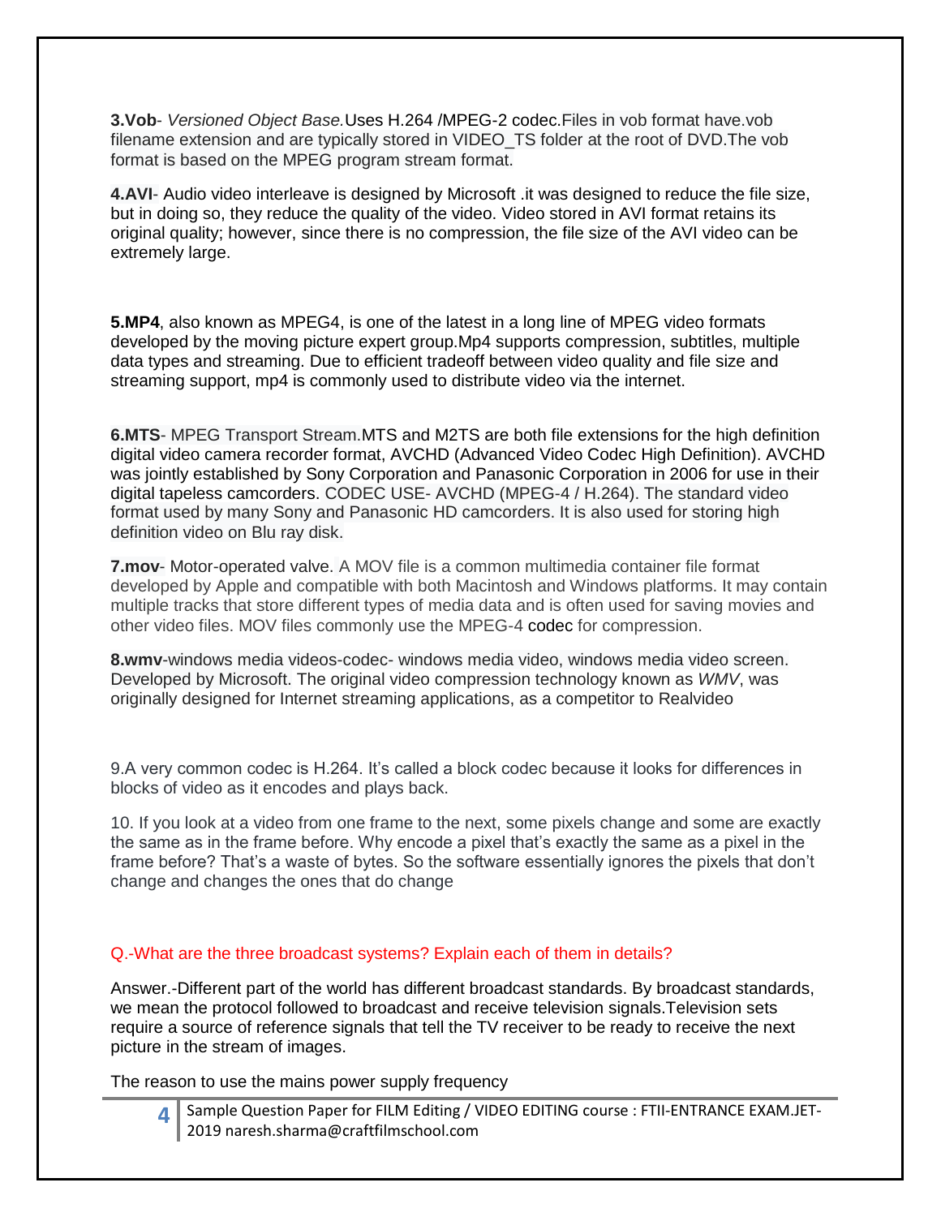**3.Vob**- *Versioned Object Base.*Uses H.264 /MPEG-2 codec.Files in vob format have.vob filename extension and are typically stored in VIDEO_TS folder at the root of DVD.The vob format is based on the MPEG program stream format.

**4.AVI**- Audio video interleave is designed by Microsoft .it was designed to reduce the file size, but in doing so, they reduce the quality of the video. Video stored in AVI format retains its original quality; however, since there is no compression, the file size of the AVI video can be extremely large.

**5.MP4**, also known as MPEG4, is one of the latest in a long line of MPEG video formats developed by the moving picture expert group.Mp4 supports compression, subtitles, multiple data types and streaming. Due to efficient tradeoff between video quality and file size and streaming support, mp4 is commonly used to distribute video via the internet.

**6.MTS**- MPEG Transport Stream.MTS and M2TS are both file extensions for the high definition digital video camera recorder format, AVCHD (Advanced Video Codec High Definition). AVCHD was jointly established by Sony Corporation and Panasonic Corporation in 2006 for use in their digital tapeless camcorders. CODEC USE- AVCHD (MPEG-4 / H.264). The standard video format used by many Sony and Panasonic HD camcorders. It is also used for storing high definition video on Blu ray disk.

**7.mov**- Motor-operated valve. A MOV file is a common multimedia container file format developed by Apple and compatible with both Macintosh and Windows platforms. It may contain multiple tracks that store different types of media data and is often used for saving movies and other video files. MOV files commonly use the MPEG-4 codec for compression.

**8.wmv**-windows media videos-codec- windows media video, windows media video screen. Developed by Microsoft. The original video compression technology known as *WMV*, was originally designed for Internet streaming applications, as a competitor to Realvideo

9.A very common codec is H.264. It's called a block codec because it looks for differences in blocks of video as it encodes and plays back.

10. If you look at a video from one frame to the next, some pixels change and some are exactly the same as in the frame before. Why encode a pixel that's exactly the same as a pixel in the frame before? That's a waste of bytes. So the software essentially ignores the pixels that don't change and changes the ones that do change

Q.-What are the three broadcast systems? Explain each of them in details?

Answer.-Different part of the world has different broadcast standards. By broadcast standards, we mean the protocol followed to broadcast and receive television signals.Television sets require a source of reference signals that tell the TV receiver to be ready to receive the next picture in the stream of images.

The reason to use the mains power supply frequency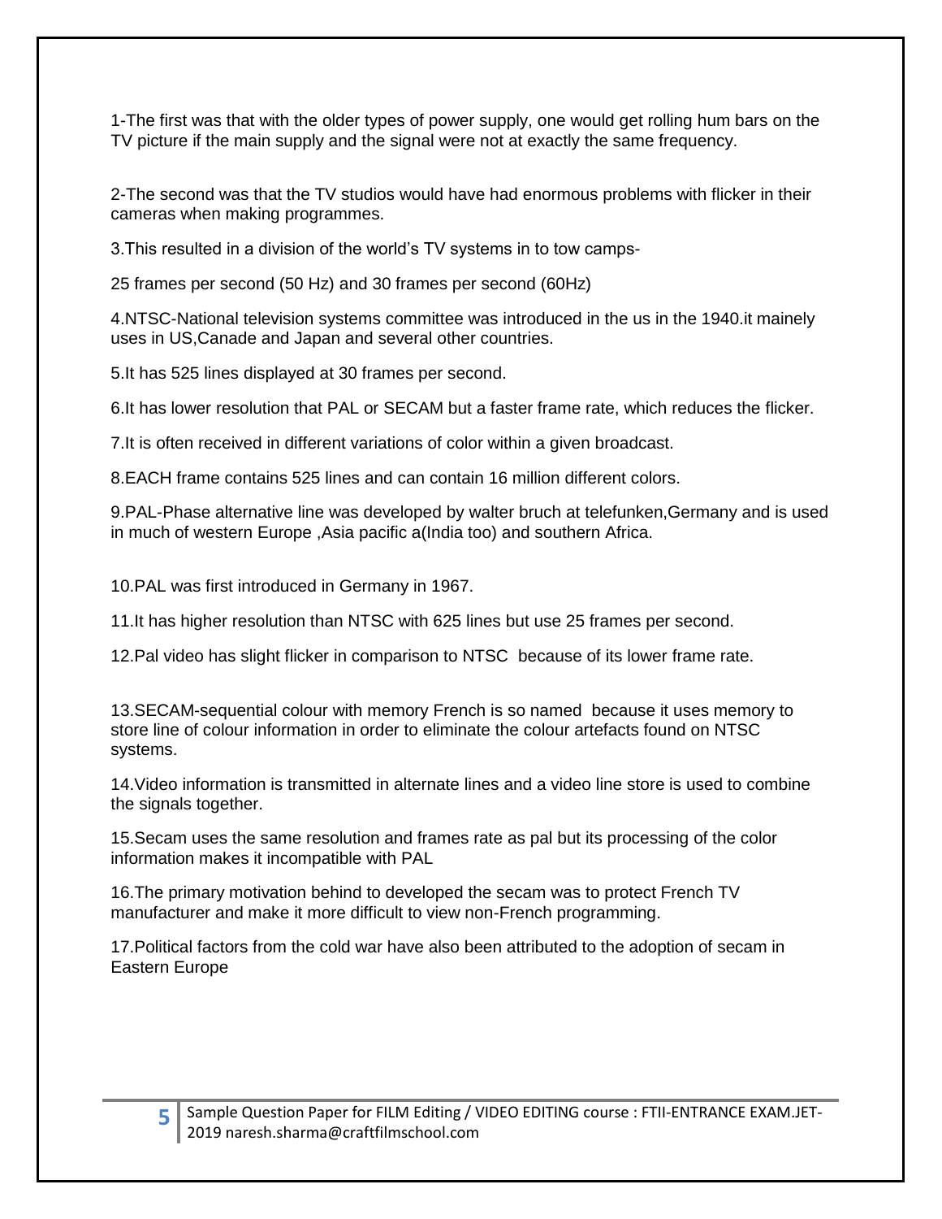1-The first was that with the older types of power supply, one would get rolling hum bars on the TV picture if the main supply and the signal were not at exactly the same frequency.

2-The second was that the TV studios would have had enormous problems with flicker in their cameras when making programmes.

3.This resulted in a division of the world's TV systems in to tow camps-

25 frames per second (50 Hz) and 30 frames per second (60Hz)

4.NTSC-National television systems committee was introduced in the us in the 1940.it mainely uses in US,Canade and Japan and several other countries.

5.It has 525 lines displayed at 30 frames per second.

6.It has lower resolution that PAL or SECAM but a faster frame rate, which reduces the flicker.

7.It is often received in different variations of color within a given broadcast.

8.EACH frame contains 525 lines and can contain 16 million different colors.

9.PAL-Phase alternative line was developed by walter bruch at telefunken,Germany and is used in much of western Europe ,Asia pacific a(India too) and southern Africa.

10.PAL was first introduced in Germany in 1967.

11.It has higher resolution than NTSC with 625 lines but use 25 frames per second.

12.Pal video has slight flicker in comparison to NTSC  because of its lower frame rate.

13.SECAM-sequential colour with memory French is so named  because it uses memory to store line of colour information in order to eliminate the colour artefacts found on NTSC systems.

14.Video information is transmitted in alternate lines and a video line store is used to combine the signals together.

15.Secam uses the same resolution and frames rate as pal but its processing of the color information makes it incompatible with PAL

16.The primary motivation behind to developed the secam was to protect French TV manufacturer and make it more difficult to view non-French programming.

17.Political factors from the cold war have also been attributed to the adoption of secam in Eastern Europe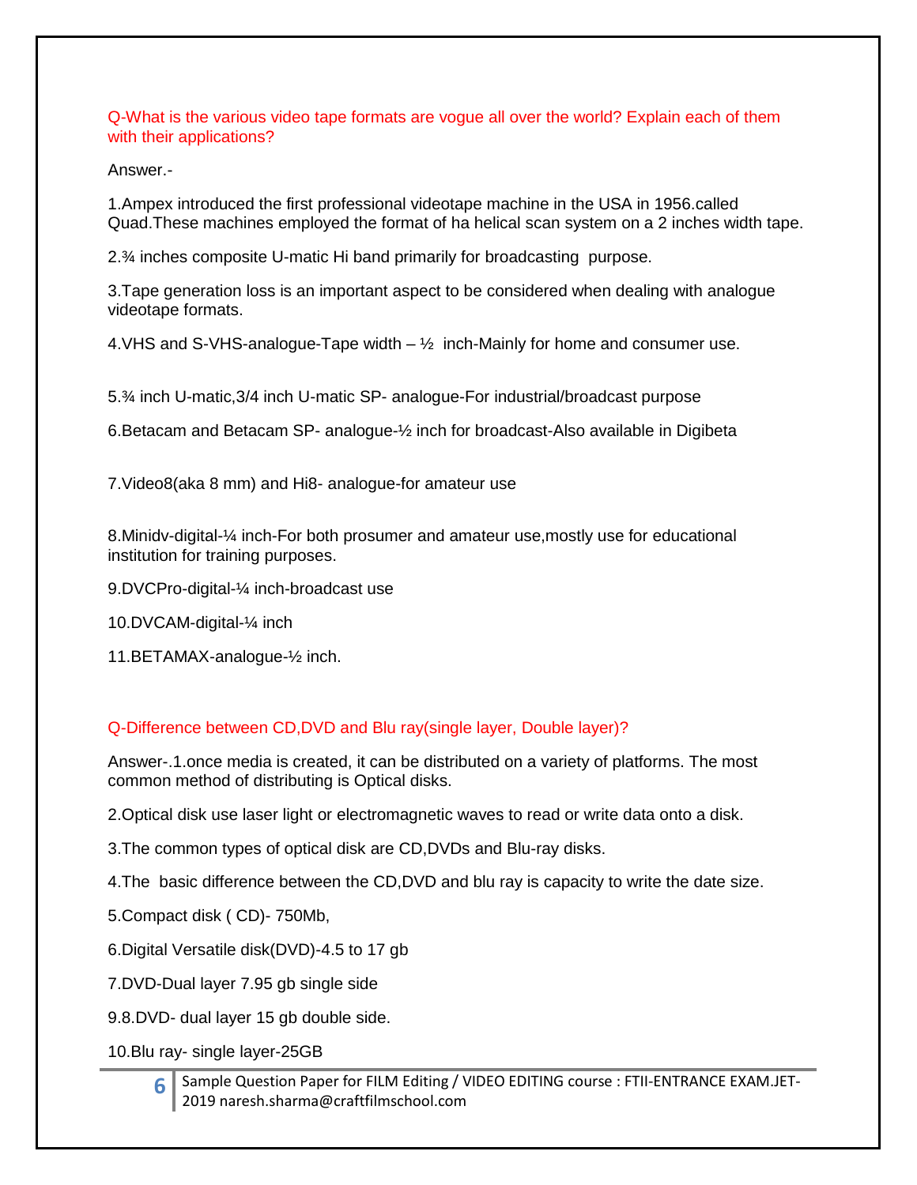Q-What is the various video tape formats are vogue all over the world? Explain each of them with their applications?

Answer.-

1.Ampex introduced the first professional videotape machine in the USA in 1956.called Quad.These machines employed the format of ha helical scan system on a 2 inches width tape.

2.¾ inches composite U-matic Hi band primarily for broadcasting purpose.

3.Tape generation loss is an important aspect to be considered when dealing with analogue videotape formats.

4.VHS and S-VHS-analogue-Tape width – ½ inch-Mainly for home and consumer use.

5.¾ inch U-matic,3/4 inch U-matic SP- analogue-For industrial/broadcast purpose

6.Betacam and Betacam SP- analogue-½ inch for broadcast-Also available in Digibeta

7.Video8(aka 8 mm) and Hi8- analogue-for amateur use

8.Minidv-digital-¼ inch-For both prosumer and amateur use,mostly use for educational institution for training purposes.

9.DVCPro-digital-¼ inch-broadcast use

10.DVCAM-digital-¼ inch

11.BETAMAX-analogue-½ inch.

Q-Difference between CD,DVD and Blu ray(single layer, Double layer)?

Answer-.1.once media is created, it can be distributed on a variety of platforms. The most common method of distributing is Optical disks.

2.Optical disk use laser light or electromagnetic waves to read or write data onto a disk.

3.The common types of optical disk are CD,DVDs and Blu-ray disks.

4.The basic difference between the CD,DVD and blu ray is capacity to write the date size.

5.Compact disk ( CD)- 750Mb,

6.Digital Versatile disk(DVD)-4.5 to 17 gb

7.DVD-Dual layer 7.95 gb single side

9.8.DVD- dual layer 15 gb double side.

10.Blu ray- single layer-25GB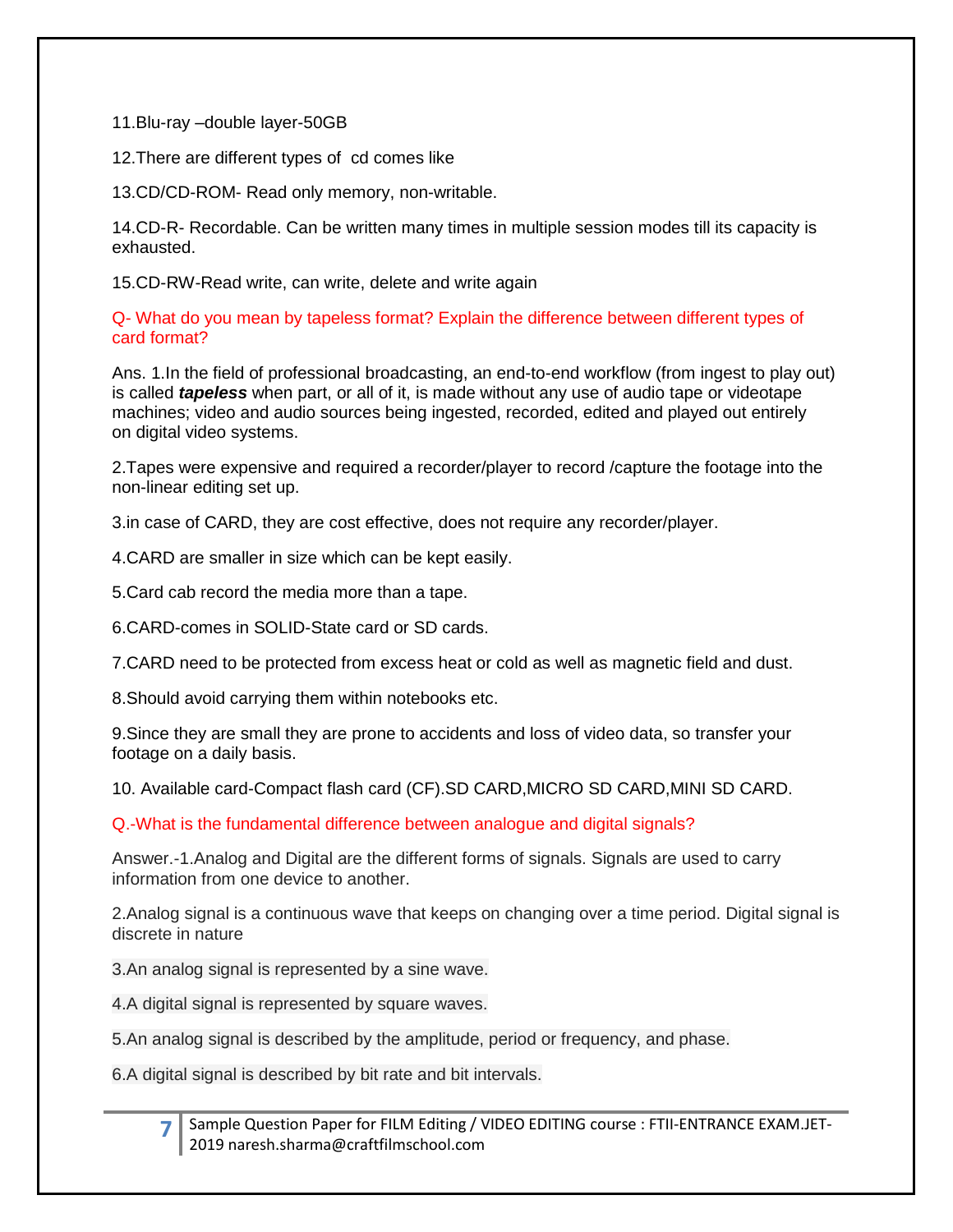11.Blu-ray –double layer-50GB

12.There are different types of  cd comes like

13.CD/CD-ROM- Read only memory, non-writable.

14.CD-R- Recordable. Can be written many times in multiple session modes till its capacity is exhausted.

15.CD-RW-Read write, can write, delete and write again

Q- What do you mean by tapeless format? Explain the difference between different types of card format?

Ans. 1.In the field of professional broadcasting, an end-to-end workflow (from ingest to play out) is called ***tapeless*** when part, or all of it, is made without any use of audio tape or videotape machines; video and audio sources being ingested, recorded, edited and played out entirely on digital video systems.

2.Tapes were expensive and required a recorder/player to record /capture the footage into the non-linear editing set up.

3.in case of CARD, they are cost effective, does not require any recorder/player.

4.CARD are smaller in size which can be kept easily.

5.Card cab record the media more than a tape.

6.CARD-comes in SOLID-State card or SD cards.

7.CARD need to be protected from excess heat or cold as well as magnetic field and dust.

8.Should avoid carrying them within notebooks etc.

9.Since they are small they are prone to accidents and loss of video data, so transfer your footage on a daily basis.

10. Available card-Compact flash card (CF).SD CARD,MICRO SD CARD,MINI SD CARD.

Q.-What is the fundamental difference between analogue and digital signals?

Answer.-1.Analog and Digital are the different forms of signals. Signals are used to carry information from one device to another.

2.Analog signal is a continuous wave that keeps on changing over a time period. Digital signal is discrete in nature

3.An analog signal is represented by a sine wave.

4.A digital signal is represented by square waves.

5.An analog signal is described by the amplitude, period or frequency, and phase.

6.A digital signal is described by bit rate and bit intervals.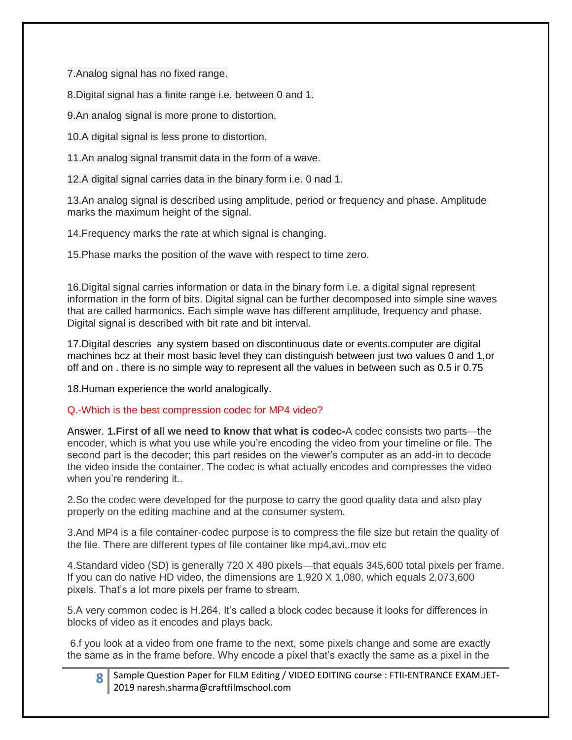7.Analog signal has no fixed range.

8.Digital signal has a finite range i.e. between 0 and 1.

9.An analog signal is more prone to distortion.

10.A digital signal is less prone to distortion.

11.An analog signal transmit data in the form of a wave.

12.A digital signal carries data in the binary form i.e. 0 nad 1.

13.An analog signal is described using amplitude, period or frequency and phase. Amplitude marks the maximum height of the signal.

14.Frequency marks the rate at which signal is changing.

15.Phase marks the position of the wave with respect to time zero.

16.Digital signal carries information or data in the binary form i.e. a digital signal represent information in the form of bits. Digital signal can be further decomposed into simple sine waves that are called harmonics. Each simple wave has different amplitude, frequency and phase. Digital signal is described with bit rate and bit interval.

17.Digital descries any system based on discontinuous date or events.computer are digital machines bcz at their most basic level they can distinguish between just two values 0 and 1,or off and on . there is no simple way to represent all the values in between such as 0.5 ir 0.75

18.Human experience the world analogically.

Q.-Which is the best compression codec for MP4 video?

Answer. **1.First of all we need to know that what is codec-**A codec consists two parts—the encoder, which is what you use while you're encoding the video from your timeline or file. The second part is the decoder; this part resides on the viewer's computer as an add-in to decode the video inside the container. The codec is what actually encodes and compresses the video when you're rendering it..

2.So the codec were developed for the purpose to carry the good quality data and also play properly on the editing machine and at the consumer system.

3.And MP4 is a file container-codec purpose is to compress the file size but retain the quality of the file. There are different types of file container like mp4,avi,.mov etc

4.Standard video (SD) is generally 720 X 480 pixels—that equals 345,600 total pixels per frame. If you can do native HD video, the dimensions are 1,920 X 1,080, which equals 2,073,600 pixels. That's a lot more pixels per frame to stream.

5.A very common codec is H.264. It's called a block codec because it looks for differences in blocks of video as it encodes and plays back.

6.f you look at a video from one frame to the next, some pixels change and some are exactly the same as in the frame before. Why encode a pixel that's exactly the same as a pixel in the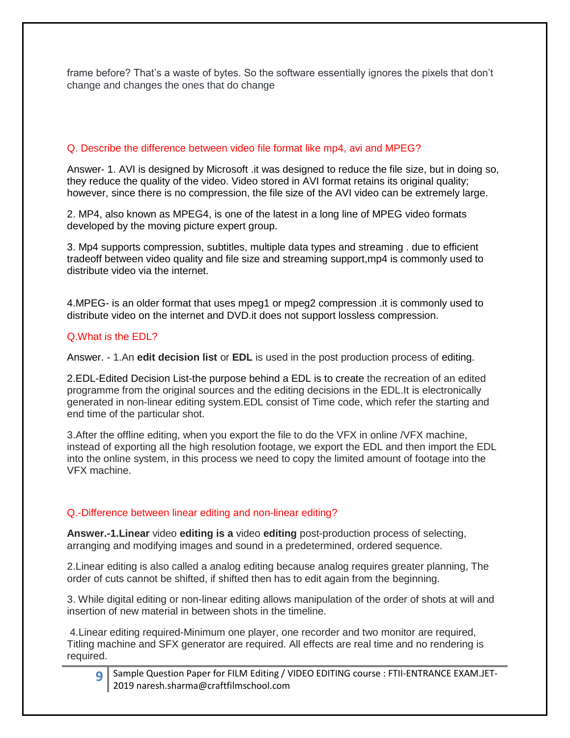frame before? That's a waste of bytes. So the software essentially ignores the pixels that don't change and changes the ones that do change

Q. Describe the difference between video file format like mp4, avi and MPEG?

Answer- 1. AVI is designed by Microsoft .it was designed to reduce the file size, but in doing so, they reduce the quality of the video. Video stored in AVI format retains its original quality; however, since there is no compression, the file size of the AVI video can be extremely large.

2. MP4, also known as MPEG4, is one of the latest in a long line of MPEG video formats developed by the moving picture expert group.

3. Mp4 supports compression, subtitles, multiple data types and streaming . due to efficient tradeoff between video quality and file size and streaming support,mp4 is commonly used to distribute video via the internet.

4.MPEG- is an older format that uses mpeg1 or mpeg2 compression .it is commonly used to distribute video on the internet and DVD.it does not support lossless compression.

Q.What is the EDL?

Answer. - 1.An **edit decision list** or **EDL** is used in the post production process of editing.

2.EDL-Edited Decision List-the purpose behind a EDL is to create the recreation of an edited programme from the original sources and the editing decisions in the EDL.It is electronically generated in non-linear editing system.EDL consist of Time code, which refer the starting and end time of the particular shot.

3.After the offline editing, when you export the file to do the VFX in online /VFX machine, instead of exporting all the high resolution footage, we export the EDL and then import the EDL into the online system, in this process we need to copy the limited amount of footage into the VFX machine.

Q.-Difference between linear editing and non-linear editing?

**Answer.-1.Linear** video **editing is a** video **editing** post-production process of selecting, arranging and modifying images and sound in a predetermined, ordered sequence.

2.Linear editing is also called a analog editing because analog requires greater planning, The order of cuts cannot be shifted, if shifted then has to edit again from the beginning.

3. While digital editing or non-linear editing allows manipulation of the order of shots at will and insertion of new material in between shots in the timeline.

4.Linear editing required-Minimum one player, one recorder and two monitor are required, Titling machine and SFX generator are required. All effects are real time and no rendering is required.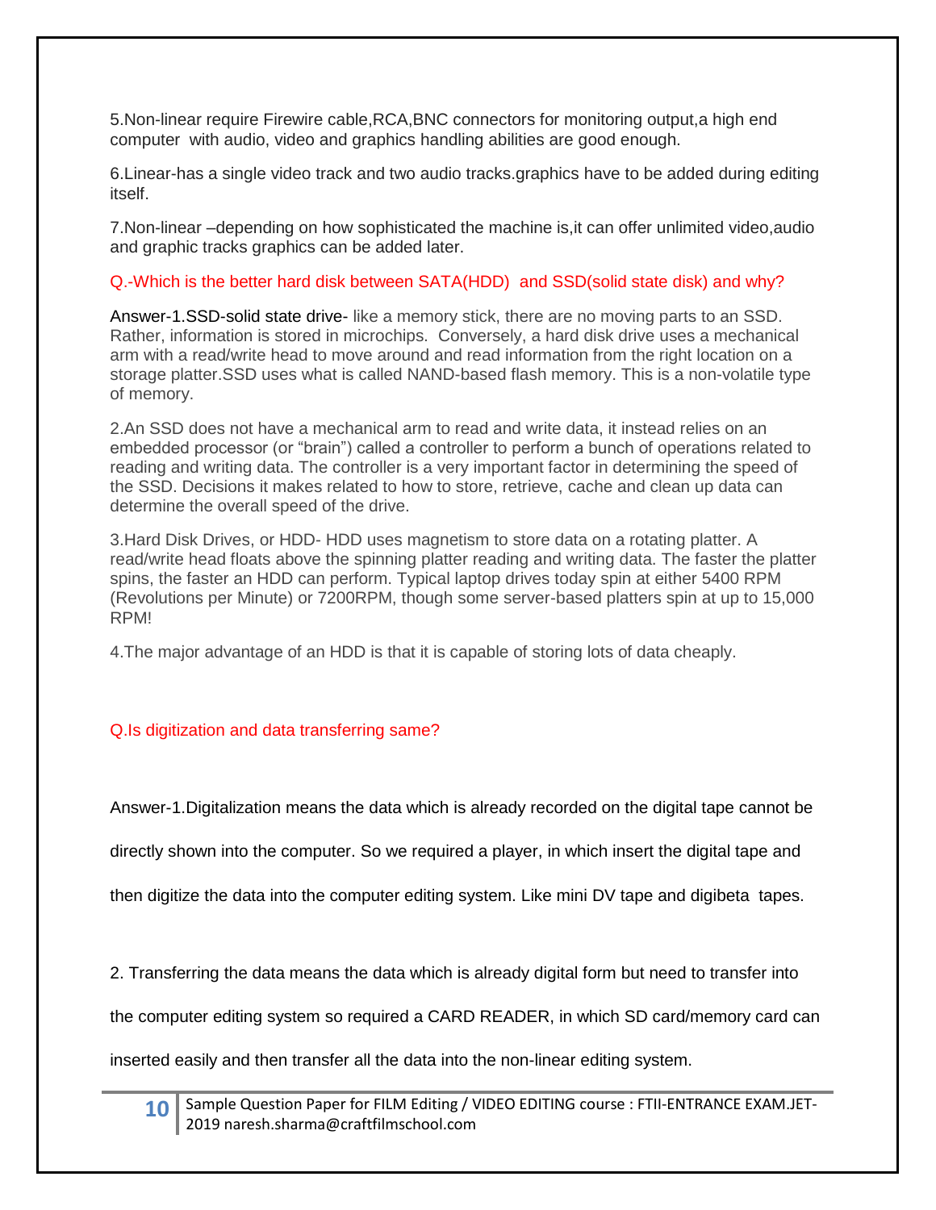5.Non-linear require Firewire cable,RCA,BNC connectors for monitoring output,a high end computer with audio, video and graphics handling abilities are good enough.

6.Linear-has a single video track and two audio tracks.graphics have to be added during editing itself.

7.Non-linear –depending on how sophisticated the machine is,it can offer unlimited video,audio and graphic tracks graphics can be added later.

Q.-Which is the better hard disk between SATA(HDD) and SSD(solid state disk) and why?

Answer-1.SSD-solid state drive- like a memory stick, there are no moving parts to an SSD. Rather, information is stored in microchips. Conversely, a hard disk drive uses a mechanical arm with a read/write head to move around and read information from the right location on a storage platter.SSD uses what is called NAND-based flash memory. This is a non-volatile type of memory.

2.An SSD does not have a mechanical arm to read and write data, it instead relies on an embedded processor (or "brain") called a controller to perform a bunch of operations related to reading and writing data. The controller is a very important factor in determining the speed of the SSD. Decisions it makes related to how to store, retrieve, cache and clean up data can determine the overall speed of the drive.

3.Hard Disk Drives, or HDD- HDD uses magnetism to store data on a rotating platter. A read/write head floats above the spinning platter reading and writing data. The faster the platter spins, the faster an HDD can perform. Typical laptop drives today spin at either 5400 RPM (Revolutions per Minute) or 7200RPM, though some server-based platters spin at up to 15,000 RPM!

4.The major advantage of an HDD is that it is capable of storing lots of data cheaply.

Q.Is digitization and data transferring same?

Answer-1.Digitalization means the data which is already recorded on the digital tape cannot be directly shown into the computer. So we required a player, in which insert the digital tape and then digitize the data into the computer editing system. Like mini DV tape and digibeta tapes.

2. Transferring the data means the data which is already digital form but need to transfer into the computer editing system so required a CARD READER, in which SD card/memory card can inserted easily and then transfer all the data into the non-linear editing system.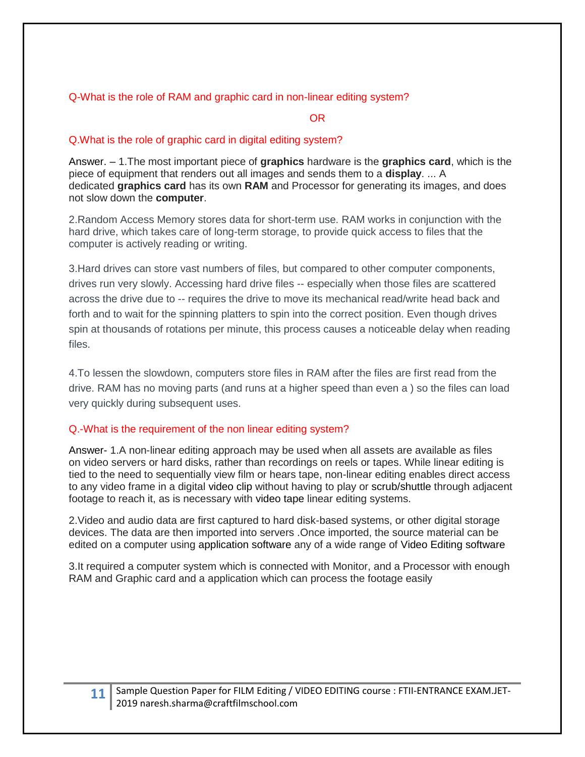Q-What is the role of RAM and graphic card in non-linear editing system?

OR

Q.What is the role of graphic card in digital editing system?

Answer. – 1.The most important piece of **graphics** hardware is the **graphics card**, which is the piece of equipment that renders out all images and sends them to a **display**. ... A dedicated **graphics card** has its own **RAM** and Processor for generating its images, and does not slow down the **computer**.

2.Random Access Memory stores data for short-term use. RAM works in conjunction with the hard drive, which takes care of long-term storage, to provide quick access to files that the computer is actively reading or writing.

3.Hard drives can store vast numbers of files, but compared to other computer components, drives run very slowly. Accessing hard drive files -- especially when those files are scattered across the drive due to -- requires the drive to move its mechanical read/write head back and forth and to wait for the spinning platters to spin into the correct position. Even though drives spin at thousands of rotations per minute, this process causes a noticeable delay when reading files.

4.To lessen the slowdown, computers store files in RAM after the files are first read from the drive. RAM has no moving parts (and runs at a higher speed than even a ) so the files can load very quickly during subsequent uses.

Q.-What is the requirement of the non linear editing system?

Answer- 1.A non-linear editing approach may be used when all assets are available as files on video servers or hard disks, rather than recordings on reels or tapes. While linear editing is tied to the need to sequentially view film or hears tape, non-linear editing enables direct access to any video frame in a digital video clip without having to play or scrub/shuttle through adjacent footage to reach it, as is necessary with video tape linear editing systems.

2.Video and audio data are first captured to hard disk-based systems, or other digital storage devices. The data are then imported into servers .Once imported, the source material can be edited on a computer using application software any of a wide range of Video Editing software

3.It required a computer system which is connected with Monitor, and a Processor with enough RAM and Graphic card and a application which can process the footage easily